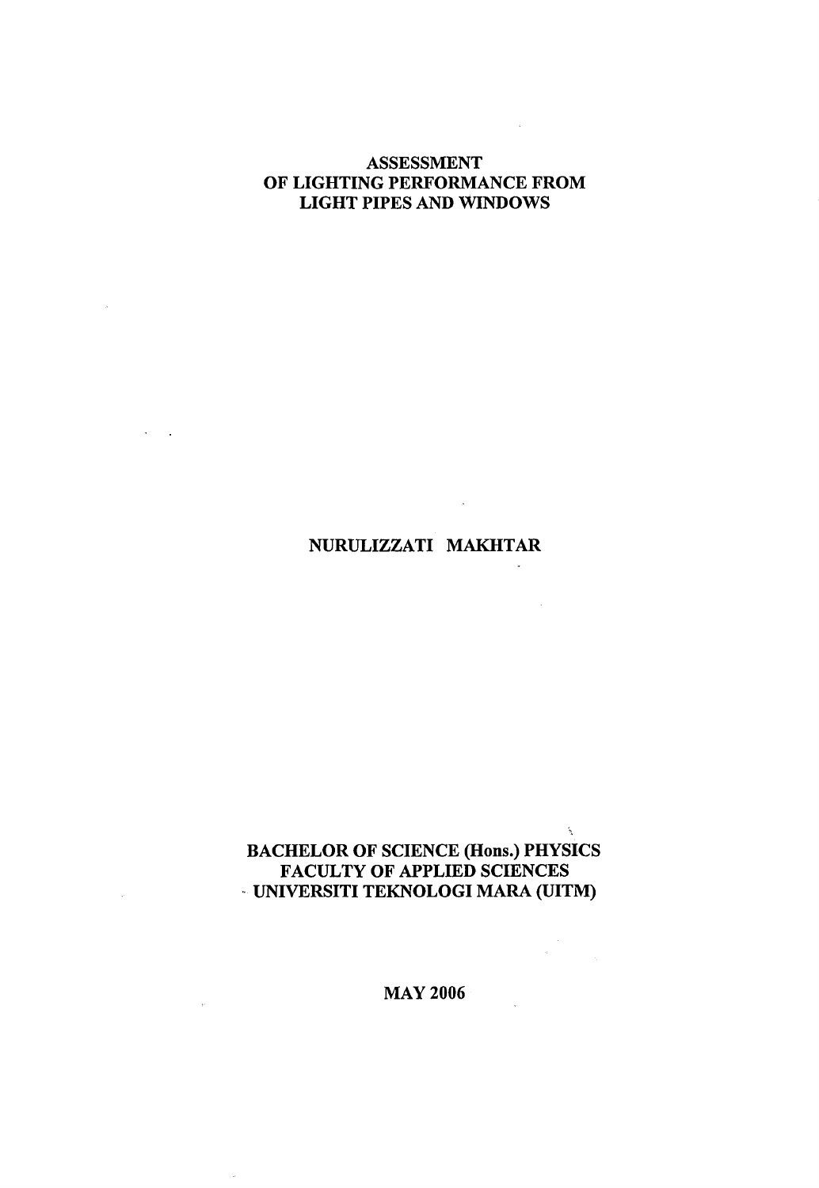# ASSESSMENT OF LIGHTING PERFORMANCE FROM LIGHT PIPES AND WINDOWS

**NURULIZZATI MAKHTAR**

**BACHELOR OF SCIENCE (Hons.) PHYSICS**
**FACULTY OF APPLIED SCIENCES**
**UNIVERSITI TEKNOLOGI MARA (UITM)**

**MAY 2006**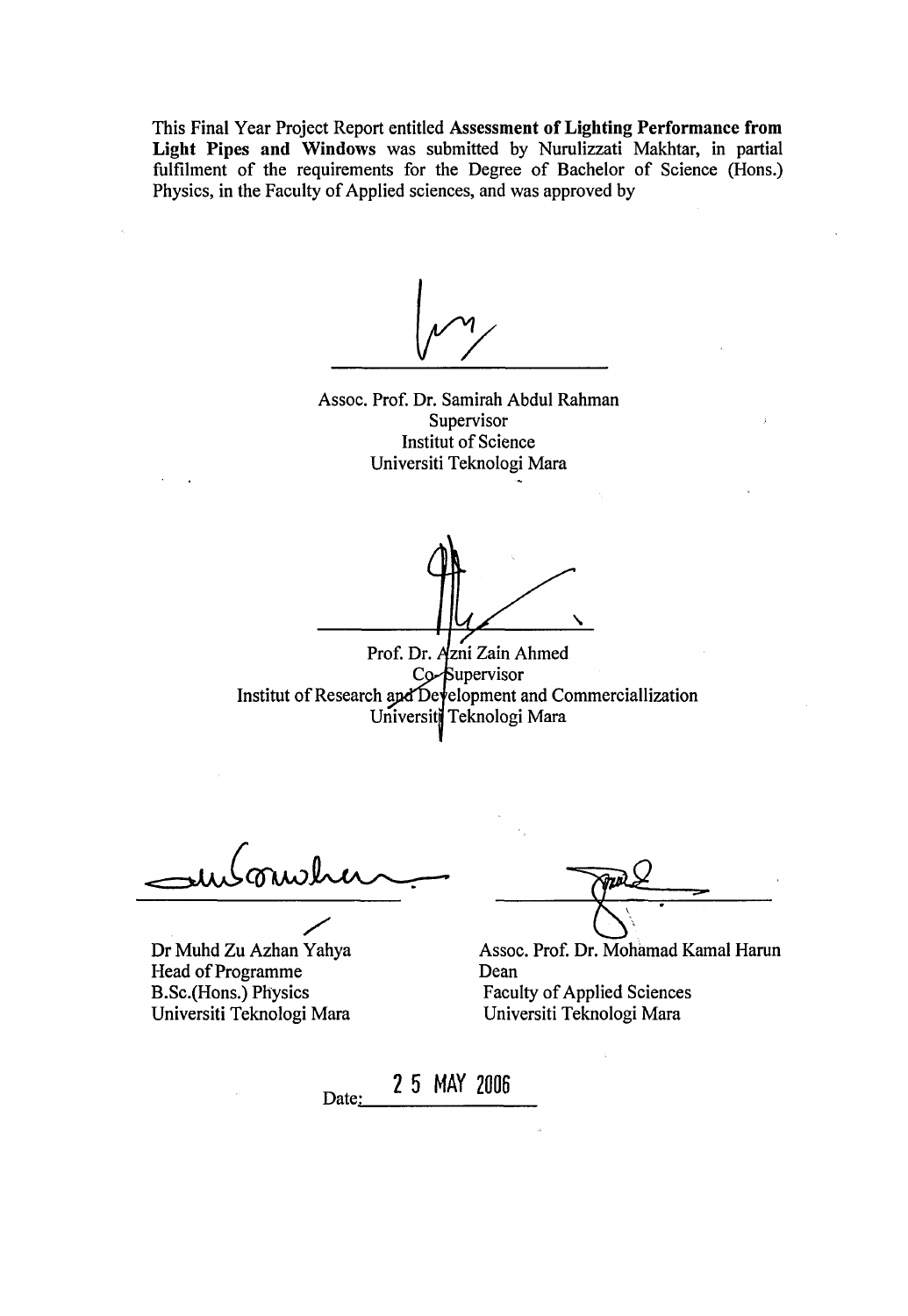This Final Year Project Report entitled **Assessment of Lighting Performance from Light Pipes and Windows** was submitted by Nurulizzati Makhtar, in partial fulfilment of the requirements for the Degree of Bachelor of Science (Hons.) Physics, in the Faculty of Applied sciences, and was approved by

Assoc. Prof. Dr. Samirah Abdul Rahman
Supervisor
Institut of Science
Universiti Teknologi Mara

Prof. Dr. Azni Zain Ahmed
Co-Supervisor
Institut of Research and Development and Commerciallization
Universiti Teknologi Mara

Dr Muhd Zu Azhan Yahya
Head of Programme
B.Sc.(Hons.) Physics
Universiti Teknologi Mara

Assoc. Prof. Dr. Mohamad Kamal Harun
Dean
Faculty of Applied Sciences
Universiti Teknologi Mara

Date: 2 5 MAY 2006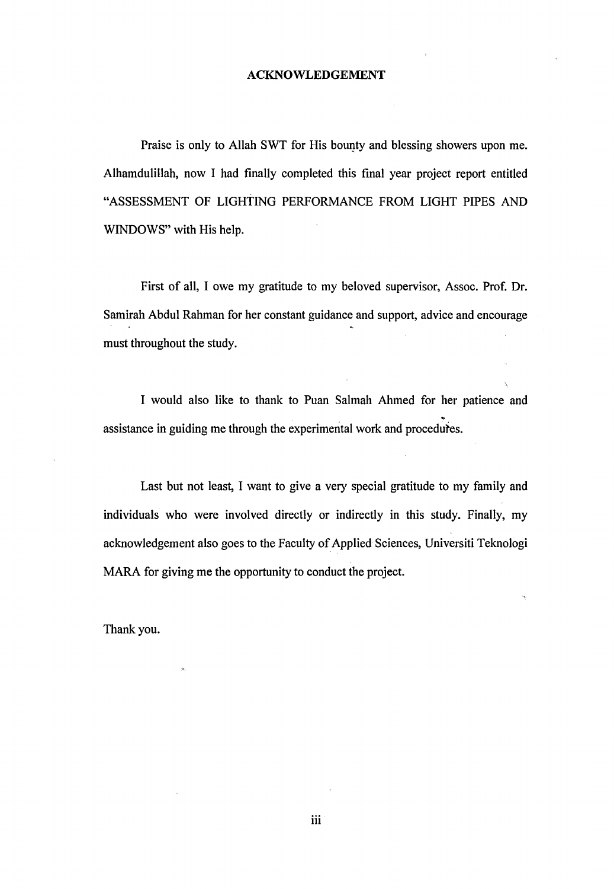# ACKNOWLEDGEMENT

Praise is only to Allah SWT for His bounty and blessing showers upon me. Alhamdulillah, now I had finally completed this final year project report entitled "ASSESSMENT OF LIGHTING PERFORMANCE FROM LIGHT PIPES AND WINDOWS" with His help.

First of all, I owe my gratitude to my beloved supervisor, Assoc. Prof. Dr. Samirah Abdul Rahman for her constant guidance and support, advice and encourage must throughout the study.

I would also like to thank to Puan Salmah Ahmed for her patience and assistance in guiding me through the experimental work and procedures.

Last but not least, I want to give a very special gratitude to my family and individuals who were involved directly or indirectly in this study. Finally, my acknowledgement also goes to the Faculty of Applied Sciences, Universiti Teknologi MARA for giving me the opportunity to conduct the project.

Thank you.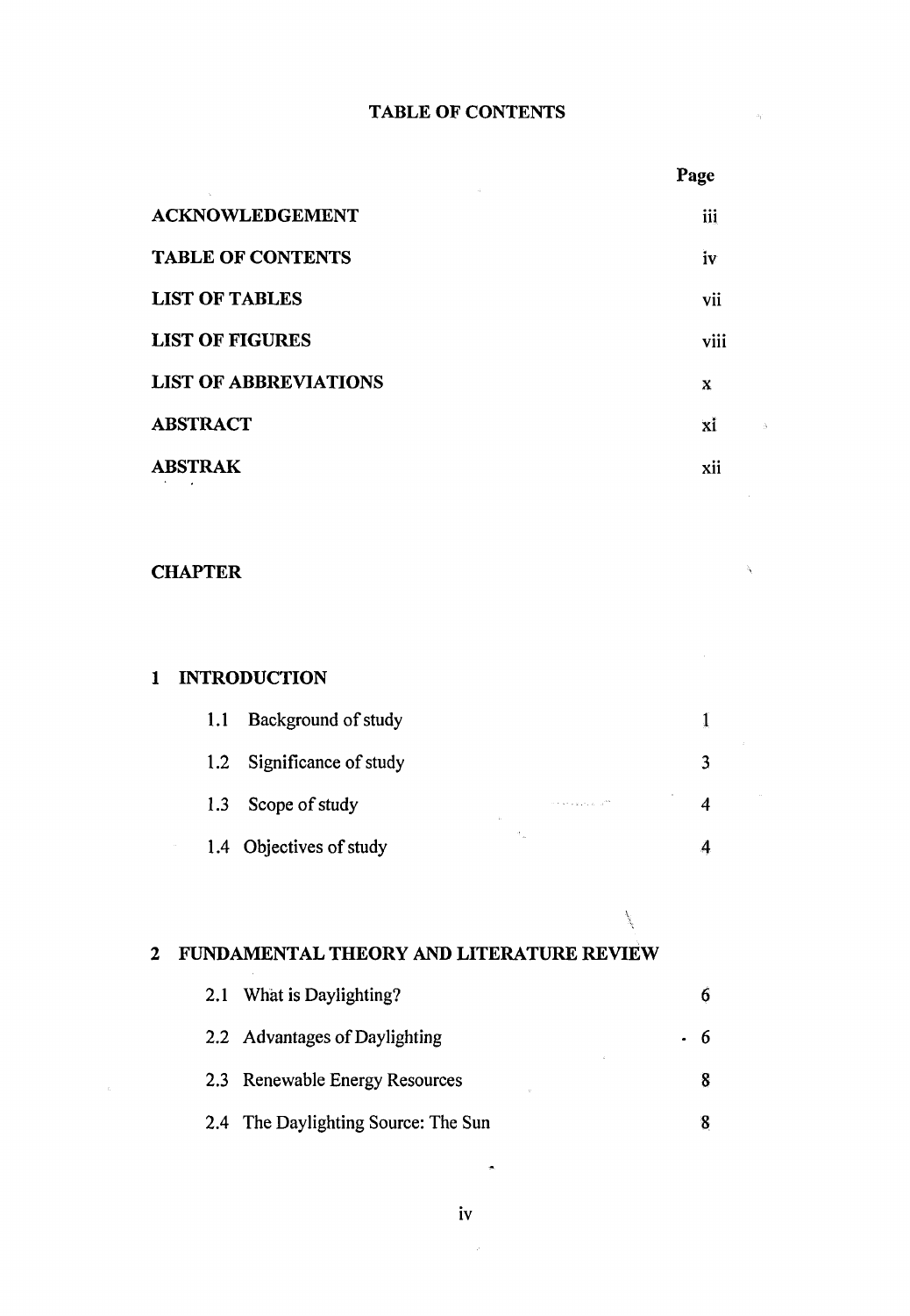# TABLE OF CONTENTS

| | Page |
|---|---|
| **ACKNOWLEDGEMENT** | iii |
| **TABLE OF CONTENTS** | iv |
| **LIST OF TABLES** | vii |
| **LIST OF FIGURES** | viii |
| **LIST OF ABBREVIATIONS** | x |
| **ABSTRACT** | xi |
| **ABSTRAK** | xii |

**CHAPTER**

| | |
|---|---|
| **1 INTRODUCTION** | |
| 1.1 Background of study | 1 |
| 1.2 Significance of study | 3 |
| 1.3 Scope of study | 4 |
| 1.4 Objectives of study | 4 |
| **2 FUNDAMENTAL THEORY AND LITERATURE REVIEW** | |
| 2.1 What is Daylighting? | 6 |
| 2.2 Advantages of Daylighting | 6 |
| 2.3 Renewable Energy Resources | 8 |
| 2.4 The Daylighting Source: The Sun | 8 |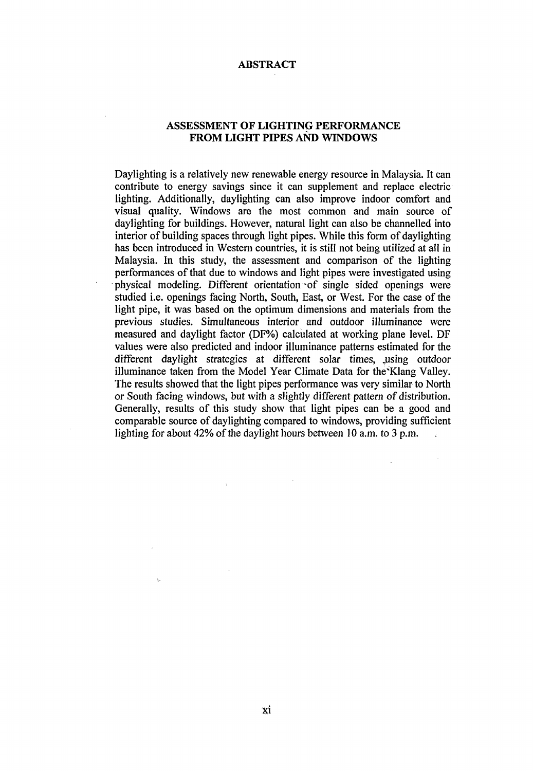# ABSTRACT

## ASSESSMENT OF LIGHTING PERFORMANCE FROM LIGHT PIPES AND WINDOWS

Daylighting is a relatively new renewable energy resource in Malaysia. It can contribute to energy savings since it can supplement and replace electric lighting. Additionally, daylighting can also improve indoor comfort and visual quality. Windows are the most common and main source of daylighting for buildings. However, natural light can also be channelled into interior of building spaces through light pipes. While this form of daylighting has been introduced in Western countries, it is still not being utilized at all in Malaysia. In this study, the assessment and comparison of the lighting performances of that due to windows and light pipes were investigated using physical modeling. Different orientation of single sided openings were studied i.e. openings facing North, South, East, or West. For the case of the light pipe, it was based on the optimum dimensions and materials from the previous studies. Simultaneous interior and outdoor illuminance were measured and daylight factor (DF%) calculated at working plane level. DF values were also predicted and indoor illuminance patterns estimated for the different daylight strategies at different solar times, using outdoor illuminance taken from the Model Year Climate Data for the Klang Valley. The results showed that the light pipes performance was very similar to North or South facing windows, but with a slightly different pattern of distribution. Generally, results of this study show that light pipes can be a good and comparable source of daylighting compared to windows, providing sufficient lighting for about 42% of the daylight hours between 10 a.m. to 3 p.m.